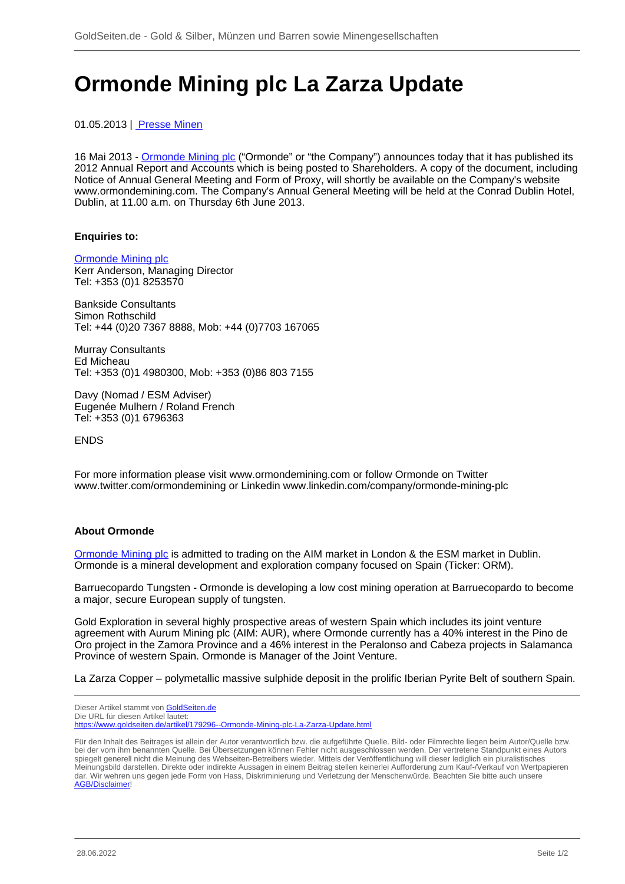# Ormonde Mining plc La Zarza Update

01.05.2013 | Presse Minen

16 Mai 2013 - Ormonde Mining plc ("Ormonde" or "the Company") announces today that it has published its 2012 Annual Report and Accounts which is being posted to Shareholders. A copy of the document, including Notice of Annual General Meeting and Form of Proxy, will shortly be available on the Company's website www.ormondemining.com. The Company's Annual General Meeting will be held at the Conrad Dublin Hotel, Dublin, at 11.00 a.m. on Thursday 6th June 2013.

**Enquiries to:**

Ormonde Mining plc
Kerr Anderson, Managing Director
Tel: +353 (0)1 8253570

Bankside Consultants
Simon Rothschild
Tel: +44 (0)20 7367 8888, Mob: +44 (0)7703 167065

Murray Consultants
Ed Micheau
Tel: +353 (0)1 4980300, Mob: +353 (0)86 803 7155

Davy (Nomad / ESM Adviser)
Eugenée Mulhern / Roland French
Tel: +353 (0)1 6796363

ENDS

For more information please visit www.ormondemining.com or follow Ormonde on Twitter www.twitter.com/ormondemining or Linkedin www.linkedin.com/company/ormonde-mining-plc

**About Ormonde**

Ormonde Mining plc is admitted to trading on the AIM market in London & the ESM market in Dublin. Ormonde is a mineral development and exploration company focused on Spain (Ticker: ORM).

Barruecopardo Tungsten - Ormonde is developing a low cost mining operation at Barruecopardo to become a major, secure European supply of tungsten.

Gold Exploration in several highly prospective areas of western Spain which includes its joint venture agreement with Aurum Mining plc (AIM: AUR), where Ormonde currently has a 40% interest in the Pino de Oro project in the Zamora Province and a 46% interest in the Peralonso and Cabeza projects in Salamanca Province of western Spain. Ormonde is Manager of the Joint Venture.

La Zarza Copper – polymetallic massive sulphide deposit in the prolific Iberian Pyrite Belt of southern Spain.

Dieser Artikel stammt von GoldSeiten.de
Die URL für diesen Artikel lautet:
https://www.goldseiten.de/artikel/179296--Ormonde-Mining-plc-La-Zarza-Update.html

Für den Inhalt des Beitrages ist allein der Autor verantwortlich bzw. die aufgeführte Quelle. Bild- oder Filmrechte liegen beim Autor/Quelle bzw. bei der vom ihm benannten Quelle. Bei Übersetzungen können Fehler nicht ausgeschlossen werden. Der vertretene Standpunkt eines Autors spiegelt generell nicht die Meinung des Webseiten-Betreibers wieder. Mittels der Veröffentlichung will dieser lediglich ein pluralistisches Meinungsbild darstellen. Direkte oder indirekte Aussagen in einem Beitrag stellen keinerlei Aufforderung zum Kauf-/Verkauf von Wertpapieren dar. Wir wehren uns gegen jede Form von Hass, Diskriminierung und Verletzung der Menschenwürde. Beachten Sie bitte auch unsere AGB/Disclaimer!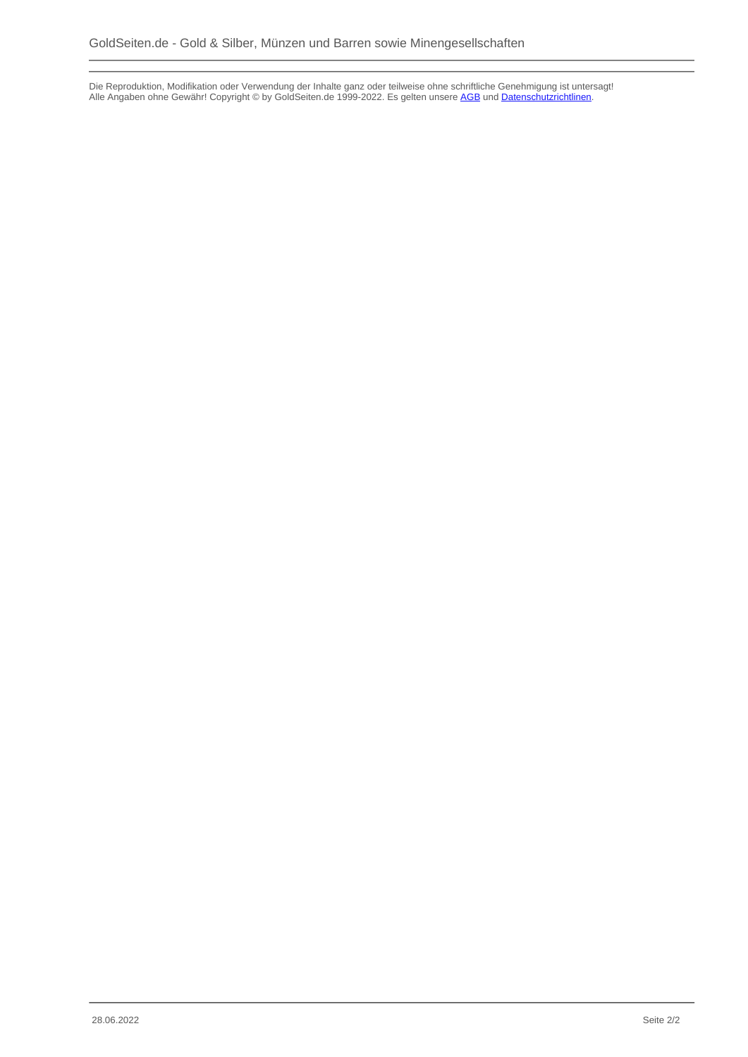Die Reproduktion, Modifikation oder Verwendung der Inhalte ganz oder teilweise ohne schriftliche Genehmigung ist untersagt!
Alle Angaben ohne Gewähr! Copyright © by GoldSeiten.de 1999-2022. Es gelten unsere AGB und Datenschutzrichtlinen.